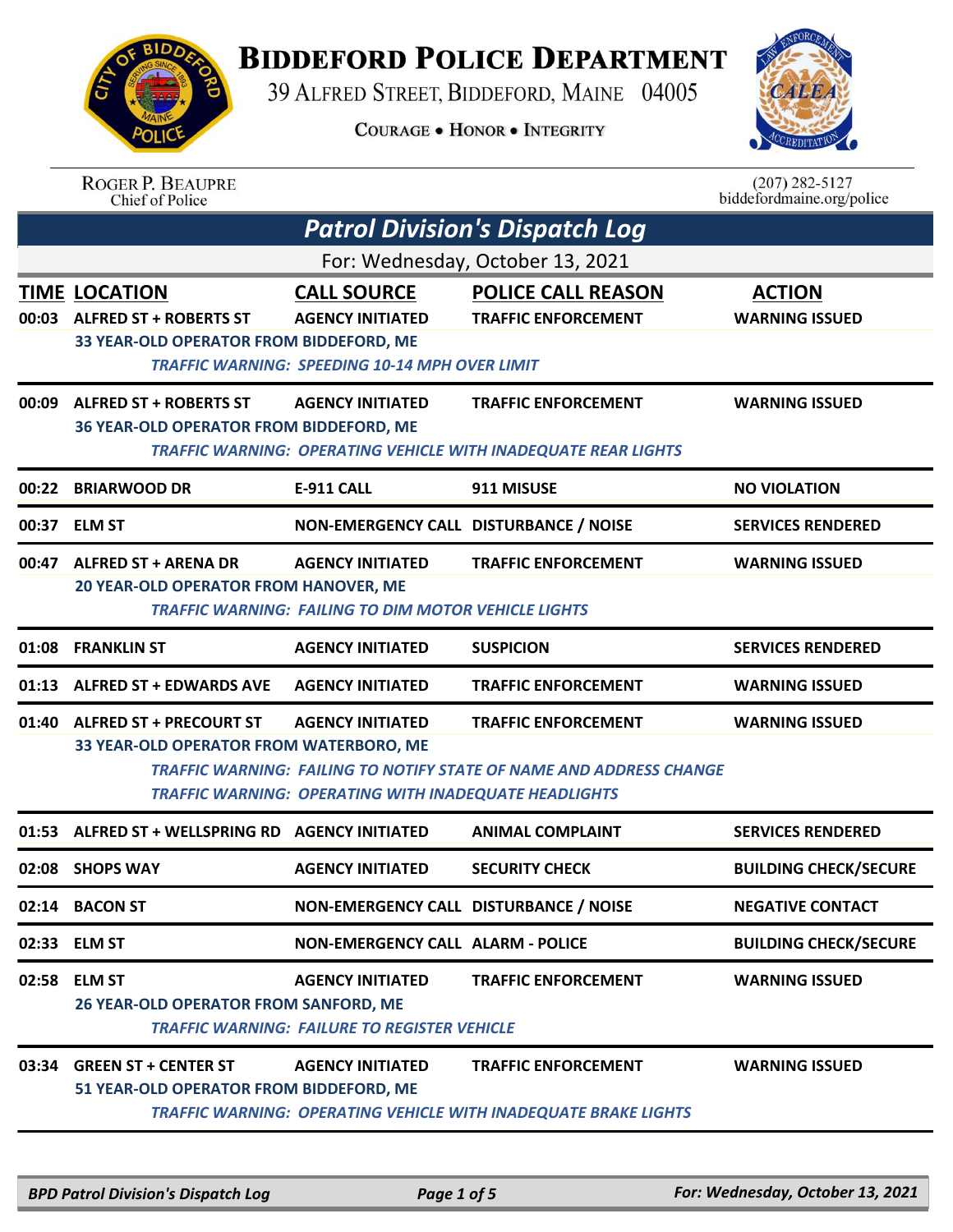# BIDDEFORD POLICE DEPARTMENT

39 ALFRED STREET, BIDDEFORD, MAINE 04005

COURAGE • HONOR • INTEGRITY

ROGER P. BEAUPRE
Chief of Police

(207) 282-5127
biddefordmaine.org/police

## Patrol Division's Dispatch Log

For: Wednesday, October 13, 2021

| TIME | LOCATION | CALL SOURCE | POLICE CALL REASON | ACTION |
|---|---|---|---|---|
| 00:03 | ALFRED ST + ROBERTS ST | AGENCY INITIATED | TRAFFIC ENFORCEMENT | WARNING ISSUED |
| | 33 YEAR-OLD OPERATOR FROM BIDDEFORD, ME | | | |
| | | TRAFFIC WARNING: SPEEDING 10-14 MPH OVER LIMIT | | |
| 00:09 | ALFRED ST + ROBERTS ST | AGENCY INITIATED | TRAFFIC ENFORCEMENT | WARNING ISSUED |
| | 36 YEAR-OLD OPERATOR FROM BIDDEFORD, ME | | | |
| | | TRAFFIC WARNING: OPERATING VEHICLE WITH INADEQUATE REAR LIGHTS | | |
| 00:22 | BRIARWOOD DR | E-911 CALL | 911 MISUSE | NO VIOLATION |
| 00:37 | ELM ST | NON-EMERGENCY CALL | DISTURBANCE / NOISE | SERVICES RENDERED |
| 00:47 | ALFRED ST + ARENA DR | AGENCY INITIATED | TRAFFIC ENFORCEMENT | WARNING ISSUED |
| | 20 YEAR-OLD OPERATOR FROM HANOVER, ME | | | |
| | | TRAFFIC WARNING: FAILING TO DIM MOTOR VEHICLE LIGHTS | | |
| 01:08 | FRANKLIN ST | AGENCY INITIATED | SUSPICION | SERVICES RENDERED |
| 01:13 | ALFRED ST + EDWARDS AVE | AGENCY INITIATED | TRAFFIC ENFORCEMENT | WARNING ISSUED |
| 01:40 | ALFRED ST + PRECOURT ST | AGENCY INITIATED | TRAFFIC ENFORCEMENT | WARNING ISSUED |
| | 33 YEAR-OLD OPERATOR FROM WATERBORO, ME | | | |
| | | TRAFFIC WARNING: FAILING TO NOTIFY STATE OF NAME AND ADDRESS CHANGE | | |
| | | TRAFFIC WARNING: OPERATING WITH INADEQUATE HEADLIGHTS | | |
| 01:53 | ALFRED ST + WELLSPRING RD | AGENCY INITIATED | ANIMAL COMPLAINT | SERVICES RENDERED |
| 02:08 | SHOPS WAY | AGENCY INITIATED | SECURITY CHECK | BUILDING CHECK/SECURE |
| 02:14 | BACON ST | NON-EMERGENCY CALL | DISTURBANCE / NOISE | NEGATIVE CONTACT |
| 02:33 | ELM ST | NON-EMERGENCY CALL | ALARM - POLICE | BUILDING CHECK/SECURE |
| 02:58 | ELM ST | AGENCY INITIATED | TRAFFIC ENFORCEMENT | WARNING ISSUED |
| | 26 YEAR-OLD OPERATOR FROM SANFORD, ME | | | |
| | | TRAFFIC WARNING: FAILURE TO REGISTER VEHICLE | | |
| 03:34 | GREEN ST + CENTER ST | AGENCY INITIATED | TRAFFIC ENFORCEMENT | WARNING ISSUED |
| | 51 YEAR-OLD OPERATOR FROM BIDDEFORD, ME | | | |
| | | TRAFFIC WARNING: OPERATING VEHICLE WITH INADEQUATE BRAKE LIGHTS | | |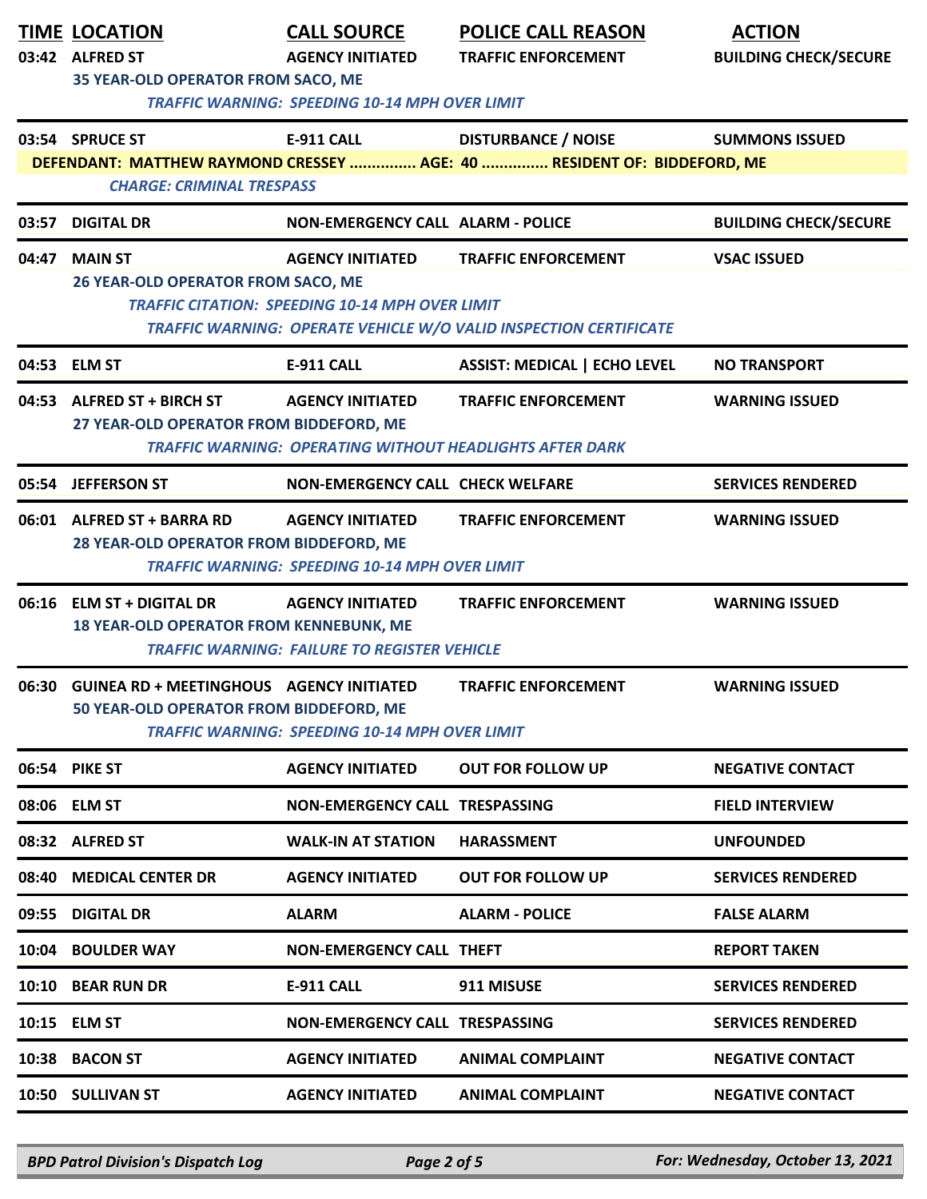| TIME | LOCATION | CALL SOURCE | POLICE CALL REASON | ACTION |
|---|---|---|---|---|
| 03:42 | ALFRED ST | AGENCY INITIATED | TRAFFIC ENFORCEMENT | BUILDING CHECK/SECURE |
| | 35 YEAR-OLD OPERATOR FROM SACO, ME | | | |
| | | *TRAFFIC WARNING: SPEEDING 10-14 MPH OVER LIMIT* | | |
| 03:54 | SPRUCE ST | E-911 CALL | DISTURBANCE / NOISE | SUMMONS ISSUED |
| | DEFENDANT: MATTHEW RAYMOND CRESSEY ............... AGE: 40 ............... RESIDENT OF: BIDDEFORD, ME | | | |
| | *CHARGE: CRIMINAL TRESPASS* | | | |
| 03:57 | DIGITAL DR | NON-EMERGENCY CALL | ALARM - POLICE | BUILDING CHECK/SECURE |
| 04:47 | MAIN ST | AGENCY INITIATED | TRAFFIC ENFORCEMENT | VSAC ISSUED |
| | 26 YEAR-OLD OPERATOR FROM SACO, ME | | | |
| | *TRAFFIC CITATION: SPEEDING 10-14 MPH OVER LIMIT* | | | |
| | *TRAFFIC WARNING: OPERATE VEHICLE W/O VALID INSPECTION CERTIFICATE* | | | |
| 04:53 | ELM ST | E-911 CALL | ASSIST: MEDICAL \| ECHO LEVEL | NO TRANSPORT |
| 04:53 | ALFRED ST + BIRCH ST | AGENCY INITIATED | TRAFFIC ENFORCEMENT | WARNING ISSUED |
| | 27 YEAR-OLD OPERATOR FROM BIDDEFORD, ME | | | |
| | | *TRAFFIC WARNING: OPERATING WITHOUT HEADLIGHTS AFTER DARK* | | |
| 05:54 | JEFFERSON ST | NON-EMERGENCY CALL | CHECK WELFARE | SERVICES RENDERED |
| 06:01 | ALFRED ST + BARRA RD | AGENCY INITIATED | TRAFFIC ENFORCEMENT | WARNING ISSUED |
| | 28 YEAR-OLD OPERATOR FROM BIDDEFORD, ME | | | |
| | | *TRAFFIC WARNING: SPEEDING 10-14 MPH OVER LIMIT* | | |
| 06:16 | ELM ST + DIGITAL DR | AGENCY INITIATED | TRAFFIC ENFORCEMENT | WARNING ISSUED |
| | 18 YEAR-OLD OPERATOR FROM KENNEBUNK, ME | | | |
| | | *TRAFFIC WARNING: FAILURE TO REGISTER VEHICLE* | | |
| 06:30 | GUINEA RD + MEETINGHOUS | AGENCY INITIATED | TRAFFIC ENFORCEMENT | WARNING ISSUED |
| | 50 YEAR-OLD OPERATOR FROM BIDDEFORD, ME | | | |
| | | *TRAFFIC WARNING: SPEEDING 10-14 MPH OVER LIMIT* | | |
| 06:54 | PIKE ST | AGENCY INITIATED | OUT FOR FOLLOW UP | NEGATIVE CONTACT |
| 08:06 | ELM ST | NON-EMERGENCY CALL | TRESPASSING | FIELD INTERVIEW |
| 08:32 | ALFRED ST | WALK-IN AT STATION | HARASSMENT | UNFOUNDED |
| 08:40 | MEDICAL CENTER DR | AGENCY INITIATED | OUT FOR FOLLOW UP | SERVICES RENDERED |
| 09:55 | DIGITAL DR | ALARM | ALARM - POLICE | FALSE ALARM |
| 10:04 | BOULDER WAY | NON-EMERGENCY CALL | THEFT | REPORT TAKEN |
| 10:10 | BEAR RUN DR | E-911 CALL | 911 MISUSE | SERVICES RENDERED |
| 10:15 | ELM ST | NON-EMERGENCY CALL | TRESPASSING | SERVICES RENDERED |
| 10:38 | BACON ST | AGENCY INITIATED | ANIMAL COMPLAINT | NEGATIVE CONTACT |
| 10:50 | SULLIVAN ST | AGENCY INITIATED | ANIMAL COMPLAINT | NEGATIVE CONTACT |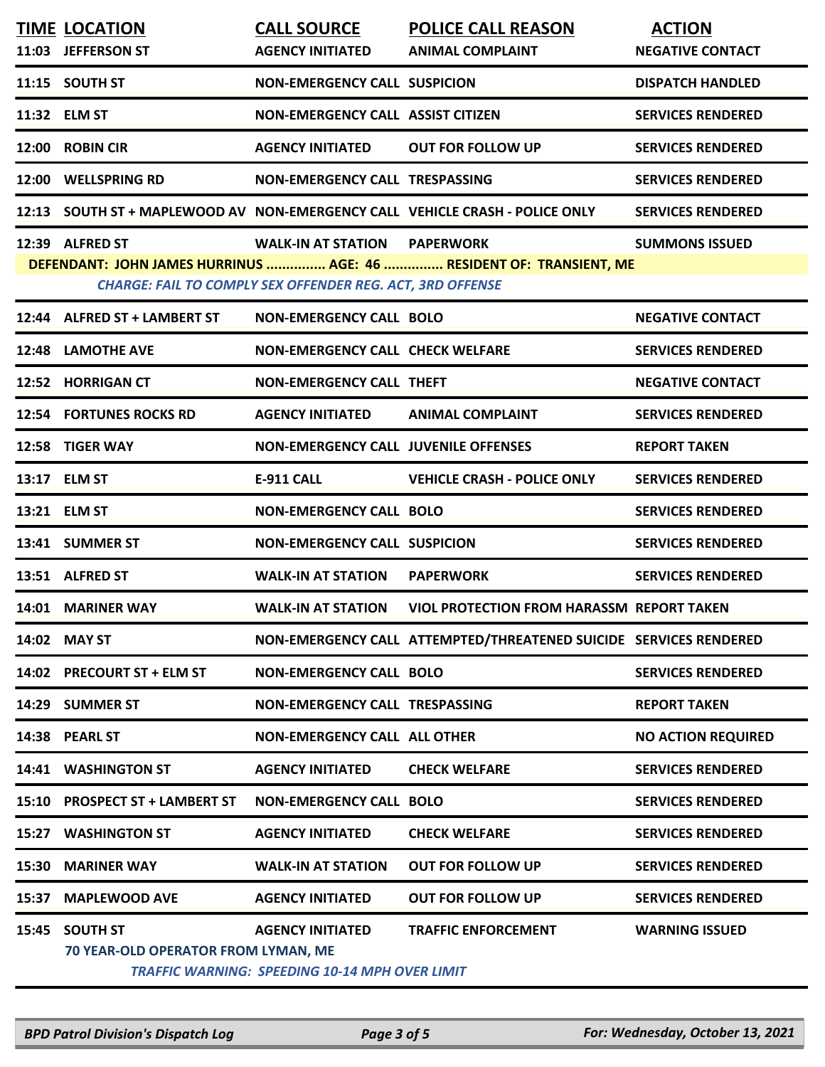| TIME | LOCATION | CALL SOURCE | POLICE CALL REASON | ACTION |
|---|---|---|---|---|
| 11:03 | JEFFERSON ST | AGENCY INITIATED | ANIMAL COMPLAINT | NEGATIVE CONTACT |
| 11:15 | SOUTH ST | NON-EMERGENCY CALL | SUSPICION | DISPATCH HANDLED |
| 11:32 | ELM ST | NON-EMERGENCY CALL | ASSIST CITIZEN | SERVICES RENDERED |
| 12:00 | ROBIN CIR | AGENCY INITIATED | OUT FOR FOLLOW UP | SERVICES RENDERED |
| 12:00 | WELLSPRING RD | NON-EMERGENCY CALL | TRESPASSING | SERVICES RENDERED |
| 12:13 | SOUTH ST + MAPLEWOOD AV | NON-EMERGENCY CALL | VEHICLE CRASH - POLICE ONLY | SERVICES RENDERED |
| 12:39 | ALFRED ST | WALK-IN AT STATION | PAPERWORK | SUMMONS ISSUED |
| | **DEFENDANT: JOHN JAMES HURRINUS ............... AGE: 46 ............... RESIDENT OF: TRANSIENT, ME** | | | |
| | *CHARGE: FAIL TO COMPLY SEX OFFENDER REG. ACT, 3RD OFFENSE* | | | |
| 12:44 | ALFRED ST + LAMBERT ST | NON-EMERGENCY CALL | BOLO | NEGATIVE CONTACT |
| 12:48 | LAMOTHE AVE | NON-EMERGENCY CALL | CHECK WELFARE | SERVICES RENDERED |
| 12:52 | HORRIGAN CT | NON-EMERGENCY CALL | THEFT | NEGATIVE CONTACT |
| 12:54 | FORTUNES ROCKS RD | AGENCY INITIATED | ANIMAL COMPLAINT | SERVICES RENDERED |
| 12:58 | TIGER WAY | NON-EMERGENCY CALL | JUVENILE OFFENSES | REPORT TAKEN |
| 13:17 | ELM ST | E-911 CALL | VEHICLE CRASH - POLICE ONLY | SERVICES RENDERED |
| 13:21 | ELM ST | NON-EMERGENCY CALL | BOLO | SERVICES RENDERED |
| 13:41 | SUMMER ST | NON-EMERGENCY CALL | SUSPICION | SERVICES RENDERED |
| 13:51 | ALFRED ST | WALK-IN AT STATION | PAPERWORK | SERVICES RENDERED |
| 14:01 | MARINER WAY | WALK-IN AT STATION | VIOL PROTECTION FROM HARASSM | REPORT TAKEN |
| 14:02 | MAY ST | NON-EMERGENCY CALL | ATTEMPTED/THREATENED SUICIDE | SERVICES RENDERED |
| 14:02 | PRECOURT ST + ELM ST | NON-EMERGENCY CALL | BOLO | SERVICES RENDERED |
| 14:29 | SUMMER ST | NON-EMERGENCY CALL | TRESPASSING | REPORT TAKEN |
| 14:38 | PEARL ST | NON-EMERGENCY CALL | ALL OTHER | NO ACTION REQUIRED |
| 14:41 | WASHINGTON ST | AGENCY INITIATED | CHECK WELFARE | SERVICES RENDERED |
| 15:10 | PROSPECT ST + LAMBERT ST | NON-EMERGENCY CALL | BOLO | SERVICES RENDERED |
| 15:27 | WASHINGTON ST | AGENCY INITIATED | CHECK WELFARE | SERVICES RENDERED |
| 15:30 | MARINER WAY | WALK-IN AT STATION | OUT FOR FOLLOW UP | SERVICES RENDERED |
| 15:37 | MAPLEWOOD AVE | AGENCY INITIATED | OUT FOR FOLLOW UP | SERVICES RENDERED |
| 15:45 | SOUTH ST | AGENCY INITIATED | TRAFFIC ENFORCEMENT | WARNING ISSUED |
| | **70 YEAR-OLD OPERATOR FROM LYMAN, ME** | | | |
| | *TRAFFIC WARNING: SPEEDING 10-14 MPH OVER LIMIT* | | | |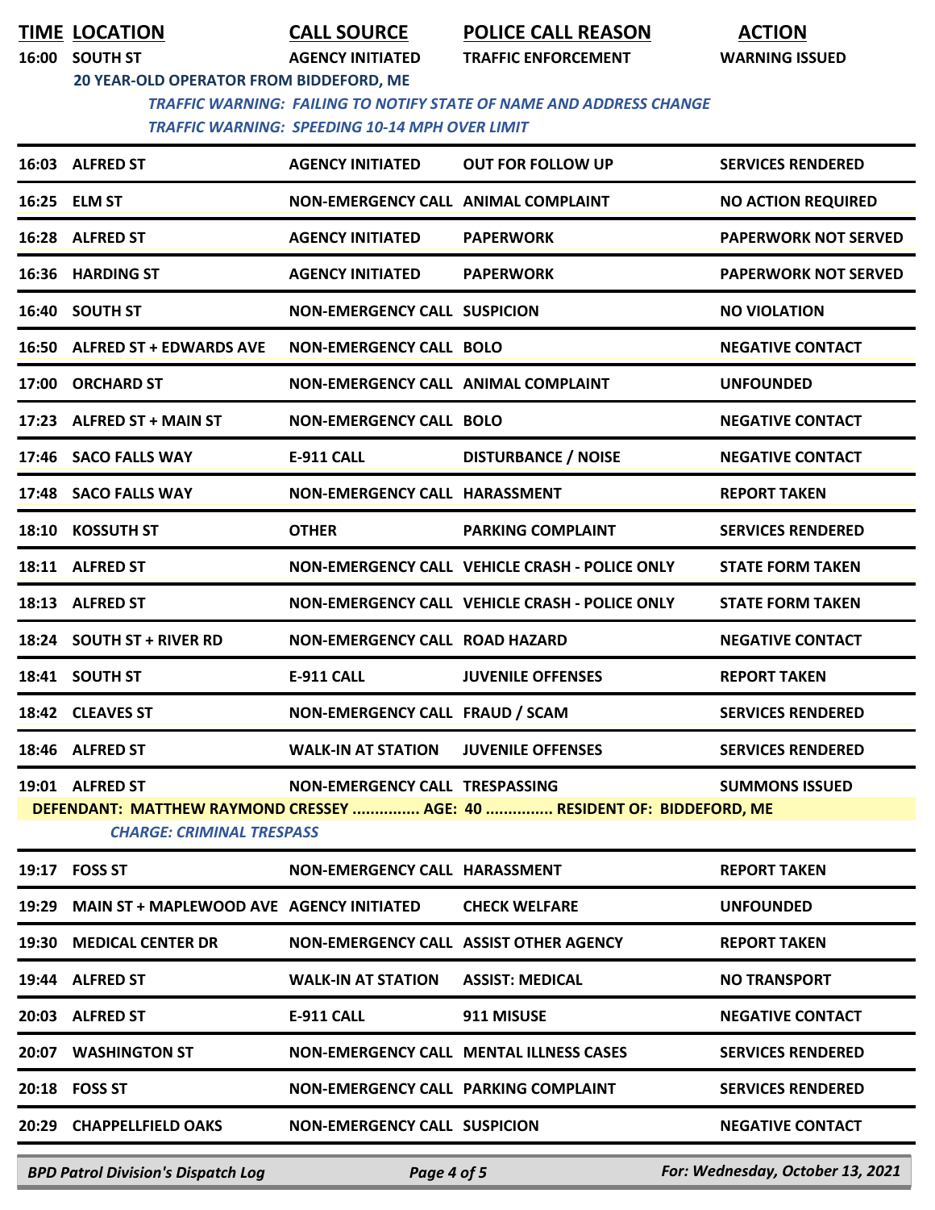| TIME | LOCATION | CALL SOURCE | POLICE CALL REASON | ACTION |
|---|---|---|---|---|
| 16:00 | SOUTH ST | AGENCY INITIATED | TRAFFIC ENFORCEMENT | WARNING ISSUED |
| | 20 YEAR-OLD OPERATOR FROM BIDDEFORD, ME | | | |
| | *TRAFFIC WARNING: FAILING TO NOTIFY STATE OF NAME AND ADDRESS CHANGE* | | | |
| | *TRAFFIC WARNING: SPEEDING 10-14 MPH OVER LIMIT* | | | |
| 16:03 | ALFRED ST | AGENCY INITIATED | OUT FOR FOLLOW UP | SERVICES RENDERED |
| 16:25 | ELM ST | NON-EMERGENCY CALL | ANIMAL COMPLAINT | NO ACTION REQUIRED |
| 16:28 | ALFRED ST | AGENCY INITIATED | PAPERWORK | PAPERWORK NOT SERVED |
| 16:36 | HARDING ST | AGENCY INITIATED | PAPERWORK | PAPERWORK NOT SERVED |
| 16:40 | SOUTH ST | NON-EMERGENCY CALL | SUSPICION | NO VIOLATION |
| 16:50 | ALFRED ST + EDWARDS AVE | NON-EMERGENCY CALL | BOLO | NEGATIVE CONTACT |
| 17:00 | ORCHARD ST | NON-EMERGENCY CALL | ANIMAL COMPLAINT | UNFOUNDED |
| 17:23 | ALFRED ST + MAIN ST | NON-EMERGENCY CALL | BOLO | NEGATIVE CONTACT |
| 17:46 | SACO FALLS WAY | E-911 CALL | DISTURBANCE / NOISE | NEGATIVE CONTACT |
| 17:48 | SACO FALLS WAY | NON-EMERGENCY CALL | HARASSMENT | REPORT TAKEN |
| 18:10 | KOSSUTH ST | OTHER | PARKING COMPLAINT | SERVICES RENDERED |
| 18:11 | ALFRED ST | NON-EMERGENCY CALL | VEHICLE CRASH - POLICE ONLY | STATE FORM TAKEN |
| 18:13 | ALFRED ST | NON-EMERGENCY CALL | VEHICLE CRASH - POLICE ONLY | STATE FORM TAKEN |
| 18:24 | SOUTH ST + RIVER RD | NON-EMERGENCY CALL | ROAD HAZARD | NEGATIVE CONTACT |
| 18:41 | SOUTH ST | E-911 CALL | JUVENILE OFFENSES | REPORT TAKEN |
| 18:42 | CLEAVES ST | NON-EMERGENCY CALL | FRAUD / SCAM | SERVICES RENDERED |
| 18:46 | ALFRED ST | WALK-IN AT STATION | JUVENILE OFFENSES | SERVICES RENDERED |
| 19:01 | ALFRED ST | NON-EMERGENCY CALL | TRESPASSING | SUMMONS ISSUED |
| | DEFENDANT: MATTHEW RAYMOND CRESSEY ............... AGE: 40 ............... RESIDENT OF: BIDDEFORD, ME | | | |
| | *CHARGE: CRIMINAL TRESPASS* | | | |
| 19:17 | FOSS ST | NON-EMERGENCY CALL | HARASSMENT | REPORT TAKEN |
| 19:29 | MAIN ST + MAPLEWOOD AVE | AGENCY INITIATED | CHECK WELFARE | UNFOUNDED |
| 19:30 | MEDICAL CENTER DR | NON-EMERGENCY CALL | ASSIST OTHER AGENCY | REPORT TAKEN |
| 19:44 | ALFRED ST | WALK-IN AT STATION | ASSIST: MEDICAL | NO TRANSPORT |
| 20:03 | ALFRED ST | E-911 CALL | 911 MISUSE | NEGATIVE CONTACT |
| 20:07 | WASHINGTON ST | NON-EMERGENCY CALL | MENTAL ILLNESS CASES | SERVICES RENDERED |
| 20:18 | FOSS ST | NON-EMERGENCY CALL | PARKING COMPLAINT | SERVICES RENDERED |
| 20:29 | CHAPPELLFIELD OAKS | NON-EMERGENCY CALL | SUSPICION | NEGATIVE CONTACT |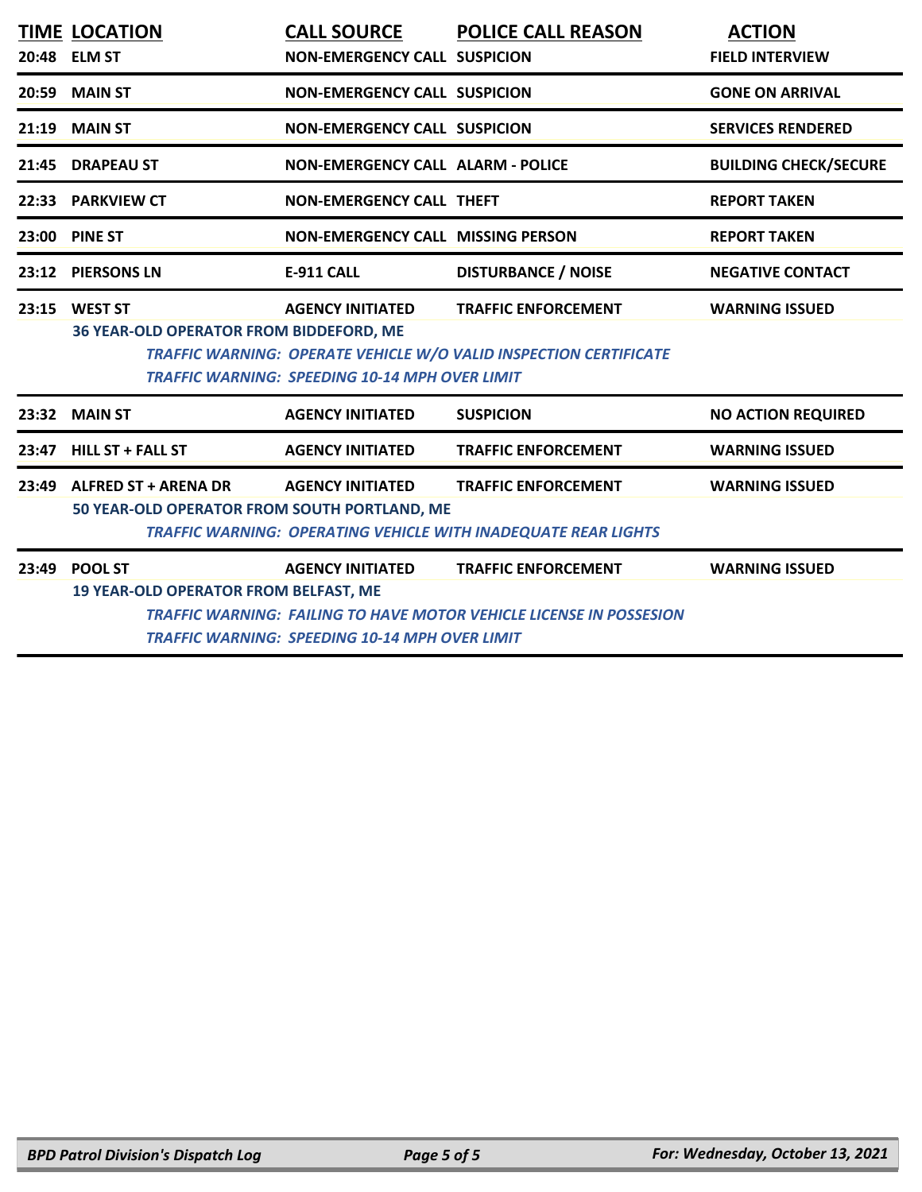| TIME | LOCATION | CALL SOURCE | POLICE CALL REASON | ACTION |
|---|---|---|---|---|
| 20:48 | ELM ST | NON-EMERGENCY CALL | SUSPICION | FIELD INTERVIEW |
| 20:59 | MAIN ST | NON-EMERGENCY CALL | SUSPICION | GONE ON ARRIVAL |
| 21:19 | MAIN ST | NON-EMERGENCY CALL | SUSPICION | SERVICES RENDERED |
| 21:45 | DRAPEAU ST | NON-EMERGENCY CALL | ALARM - POLICE | BUILDING CHECK/SECURE |
| 22:33 | PARKVIEW CT | NON-EMERGENCY CALL | THEFT | REPORT TAKEN |
| 23:00 | PINE ST | NON-EMERGENCY CALL | MISSING PERSON | REPORT TAKEN |
| 23:12 | PIERSONS LN | E-911 CALL | DISTURBANCE / NOISE | NEGATIVE CONTACT |
| 23:15 | WEST ST | AGENCY INITIATED | TRAFFIC ENFORCEMENT | WARNING ISSUED |
| | 36 YEAR-OLD OPERATOR FROM BIDDEFORD, ME | | | |
| | | | *TRAFFIC WARNING: OPERATE VEHICLE W/O VALID INSPECTION CERTIFICATE* | |
| | | *TRAFFIC WARNING: SPEEDING 10-14 MPH OVER LIMIT* | | |
| 23:32 | MAIN ST | AGENCY INITIATED | SUSPICION | NO ACTION REQUIRED |
| 23:47 | HILL ST + FALL ST | AGENCY INITIATED | TRAFFIC ENFORCEMENT | WARNING ISSUED |
| 23:49 | ALFRED ST + ARENA DR | AGENCY INITIATED | TRAFFIC ENFORCEMENT | WARNING ISSUED |
| | 50 YEAR-OLD OPERATOR FROM SOUTH PORTLAND, ME | | | |
| | | | *TRAFFIC WARNING: OPERATING VEHICLE WITH INADEQUATE REAR LIGHTS* | |
| 23:49 | POOL ST | AGENCY INITIATED | TRAFFIC ENFORCEMENT | WARNING ISSUED |
| | 19 YEAR-OLD OPERATOR FROM BELFAST, ME | | | |
| | | | *TRAFFIC WARNING: FAILING TO HAVE MOTOR VEHICLE LICENSE IN POSSESION* | |
| | | *TRAFFIC WARNING: SPEEDING 10-14 MPH OVER LIMIT* | | |

*BPD Patrol Division's Dispatch Log* — *For: Wednesday, October 13, 2021*